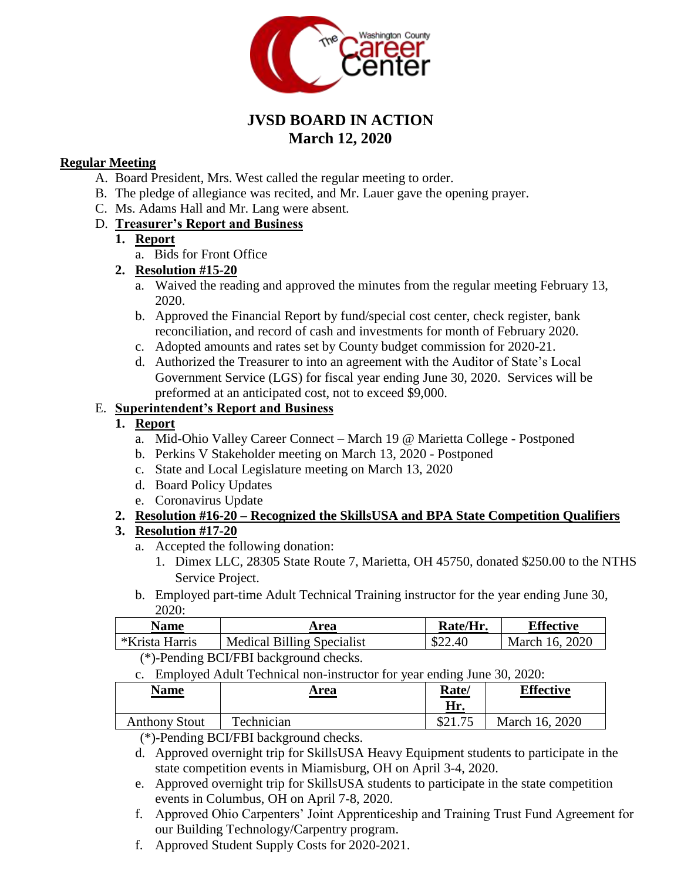# JVSD BOARD IN ACTION
# March 12, 2020

**Regular Meeting**

A. Board President, Mrs. West called the regular meeting to order.
B. The pledge of allegiance was recited, and Mr. Lauer gave the opening prayer.
C. Ms. Adams Hall and Mr. Lang were absent.
D. **Treasurer's Report and Business**
   1. **Report**
      a. Bids for Front Office
   2. **Resolution #15-20**
      a. Waived the reading and approved the minutes from the regular meeting February 13, 2020.
      b. Approved the Financial Report by fund/special cost center, check register, bank reconciliation, and record of cash and investments for month of February 2020.
      c. Adopted amounts and rates set by County budget commission for 2020-21.
      d. Authorized the Treasurer to into an agreement with the Auditor of State's Local Government Service (LGS) for fiscal year ending June 30, 2020. Services will be preformed at an anticipated cost, not to exceed $9,000.
E. **Superintendent's Report and Business**
   1. **Report**
      a. Mid-Ohio Valley Career Connect – March 19 @ Marietta College - Postponed
      b. Perkins V Stakeholder meeting on March 13, 2020 - Postponed
      c. State and Local Legislature meeting on March 13, 2020
      d. Board Policy Updates
      e. Coronavirus Update
   2. **Resolution #16-20 – Recognized the SkillsUSA and BPA State Competition Qualifiers**
   3. **Resolution #17-20**
      a. Accepted the following donation:
         1. Dimex LLC, 28305 State Route 7, Marietta, OH 45750, donated $250.00 to the NTHS Service Project.
      b. Employed part-time Adult Technical Training instructor for the year ending June 30, 2020:

| Name | Area | Rate/Hr. | Effective |
|---|---|---|---|
| *Krista Harris | Medical Billing Specialist | $22.40 | March 16, 2020 |

(*)-Pending BCI/FBI background checks.

      c. Employed Adult Technical non-instructor for year ending June 30, 2020:

| Name | Area | Rate/ Hr. | Effective |
|---|---|---|---|
| Anthony Stout | Technician | $21.75 | March 16, 2020 |

(*)-Pending BCI/FBI background checks.

      d. Approved overnight trip for SkillsUSA Heavy Equipment students to participate in the state competition events in Miamisburg, OH on April 3-4, 2020.
      e. Approved overnight trip for SkillsUSA students to participate in the state competition events in Columbus, OH on April 7-8, 2020.
      f. Approved Ohio Carpenters' Joint Apprenticeship and Training Trust Fund Agreement for our Building Technology/Carpentry program.
      f. Approved Student Supply Costs for 2020-2021.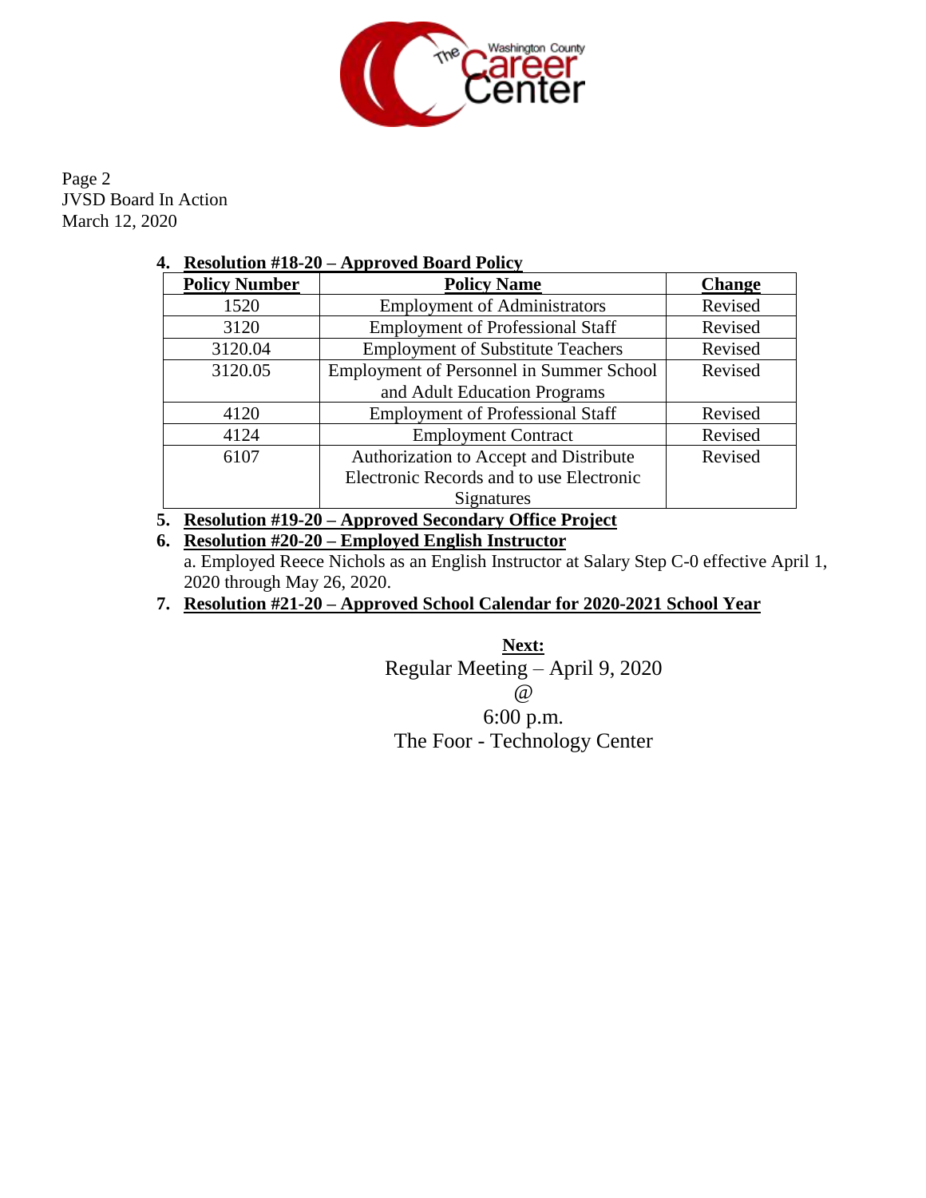Page 2
JVSD Board In Action
March 12, 2020

4. **Resolution #18-20 – Approved Board Policy**

| **Policy Number** | **Policy Name** | **Change** |
|---|---|---|
| 1520 | Employment of Administrators | Revised |
| 3120 | Employment of Professional Staff | Revised |
| 3120.04 | Employment of Substitute Teachers | Revised |
| 3120.05 | Employment of Personnel in Summer School and Adult Education Programs | Revised |
| 4120 | Employment of Professional Staff | Revised |
| 4124 | Employment Contract | Revised |
| 6107 | Authorization to Accept and Distribute Electronic Records and to use Electronic Signatures | Revised |

5. **Resolution #19-20 – Approved Secondary Office Project**
6. **Resolution #20-20 – Employed English Instructor**
   a. Employed Reece Nichols as an English Instructor at Salary Step C-0 effective April 1, 2020 through May 26, 2020.
7. **Resolution #21-20 – Approved School Calendar for 2020-2021 School Year**

**Next:**
Regular Meeting – April 9, 2020
@
6:00 p.m.
The Foor - Technology Center